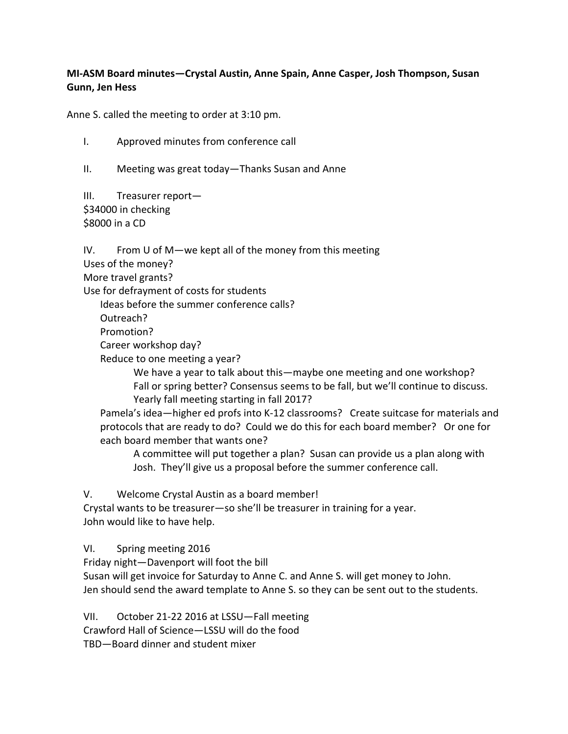**MI-ASM Board minutes—Crystal Austin, Anne Spain, Anne Casper, Josh Thompson, Susan Gunn, Jen Hess**

Anne S. called the meeting to order at 3:10 pm.

I. Approved minutes from conference call

II. Meeting was great today—Thanks Susan and Anne

III. Treasurer report—
$34000 in checking
$8000 in a CD

IV. From U of M—we kept all of the money from this meeting
Uses of the money?
More travel grants?
Use for defrayment of costs for students
- Ideas before the summer conference calls?
- Outreach?
- Promotion?
- Career workshop day?
- Reduce to one meeting a year?
  - We have a year to talk about this—maybe one meeting and one workshop?
  - Fall or spring better? Consensus seems to be fall, but we'll continue to discuss.
  - Yearly fall meeting starting in fall 2017?
- Pamela's idea—higher ed profs into K-12 classrooms? Create suitcase for materials and protocols that are ready to do? Could we do this for each board member? Or one for each board member that wants one?
  - A committee will put together a plan? Susan can provide us a plan along with Josh. They'll give us a proposal before the summer conference call.

V. Welcome Crystal Austin as a board member!
Crystal wants to be treasurer—so she'll be treasurer in training for a year.
John would like to have help.

VI. Spring meeting 2016
Friday night—Davenport will foot the bill
Susan will get invoice for Saturday to Anne C. and Anne S. will get money to John.
Jen should send the award template to Anne S. so they can be sent out to the students.

VII. October 21-22 2016 at LSSU—Fall meeting
Crawford Hall of Science—LSSU will do the food
TBD—Board dinner and student mixer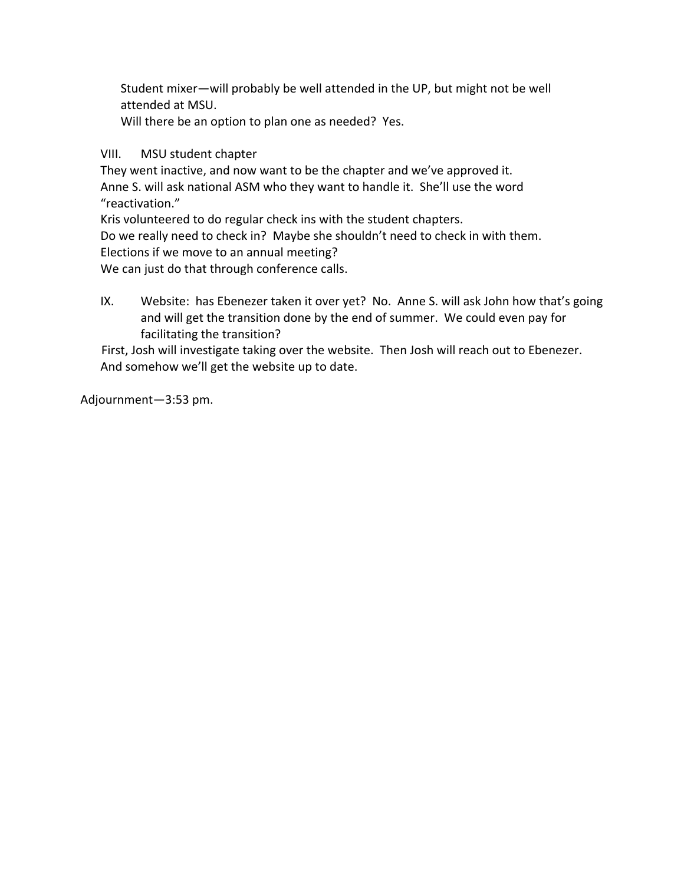Student mixer—will probably be well attended in the UP, but might not be well attended at MSU.

Will there be an option to plan one as needed? Yes.

VIII. MSU student chapter

They went inactive, and now want to be the chapter and we've approved it.

Anne S. will ask national ASM who they want to handle it. She'll use the word "reactivation."

Kris volunteered to do regular check ins with the student chapters.

Do we really need to check in? Maybe she shouldn't need to check in with them.

Elections if we move to an annual meeting?

We can just do that through conference calls.

IX. Website: has Ebenezer taken it over yet? No. Anne S. will ask John how that's going and will get the transition done by the end of summer. We could even pay for facilitating the transition?

First, Josh will investigate taking over the website. Then Josh will reach out to Ebenezer. And somehow we'll get the website up to date.

Adjournment—3:53 pm.